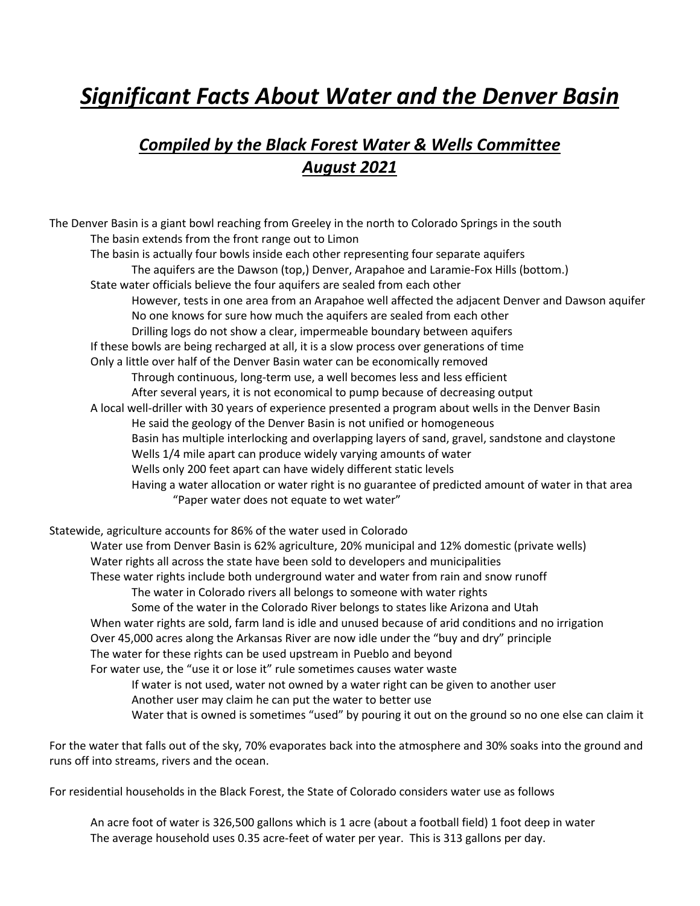# *Significant Facts About Water and the Denver Basin*

## *Compiled by the Black Forest Water & Wells Committee*
## *August 2021*

- The Denver Basin is a giant bowl reaching from Greeley in the north to Colorado Springs in the south
  - The basin extends from the front range out to Limon
  - The basin is actually four bowls inside each other representing four separate aquifers
    - The aquifers are the Dawson (top,) Denver, Arapahoe and Laramie-Fox Hills (bottom.)
  - State water officials believe the four aquifers are sealed from each other
    - However, tests in one area from an Arapahoe well affected the adjacent Denver and Dawson aquifer
    - No one knows for sure how much the aquifers are sealed from each other
    - Drilling logs do not show a clear, impermeable boundary between aquifers
  - If these bowls are being recharged at all, it is a slow process over generations of time
  - Only a little over half of the Denver Basin water can be economically removed
    - Through continuous, long-term use, a well becomes less and less efficient
    - After several years, it is not economical to pump because of decreasing output
  - A local well-driller with 30 years of experience presented a program about wells in the Denver Basin
    - He said the geology of the Denver Basin is not unified or homogeneous
    - Basin has multiple interlocking and overlapping layers of sand, gravel, sandstone and claystone
    - Wells 1/4 mile apart can produce widely varying amounts of water
    - Wells only 200 feet apart can have widely different static levels
    - Having a water allocation or water right is no guarantee of predicted amount of water in that area
      - "Paper water does not equate to wet water"

- Statewide, agriculture accounts for 86% of the water used in Colorado
  - Water use from Denver Basin is 62% agriculture, 20% municipal and 12% domestic (private wells)
  - Water rights all across the state have been sold to developers and municipalities
  - These water rights include both underground water and water from rain and snow runoff
    - The water in Colorado rivers all belongs to someone with water rights
    - Some of the water in the Colorado River belongs to states like Arizona and Utah
  - When water rights are sold, farm land is idle and unused because of arid conditions and no irrigation
  - Over 45,000 acres along the Arkansas River are now idle under the "buy and dry" principle
  - The water for these rights can be used upstream in Pueblo and beyond
  - For water use, the "use it or lose it" rule sometimes causes water waste
    - If water is not used, water not owned by a water right can be given to another user
    - Another user may claim he can put the water to better use
    - Water that is owned is sometimes "used" by pouring it out on the ground so no one else can claim it

For the water that falls out of the sky, 70% evaporates back into the atmosphere and 30% soaks into the ground and runs off into streams, rivers and the ocean.

For residential households in the Black Forest, the State of Colorado considers water use as follows

- An acre foot of water is 326,500 gallons which is 1 acre (about a football field) 1 foot deep in water
- The average household uses 0.35 acre-feet of water per year. This is 313 gallons per day.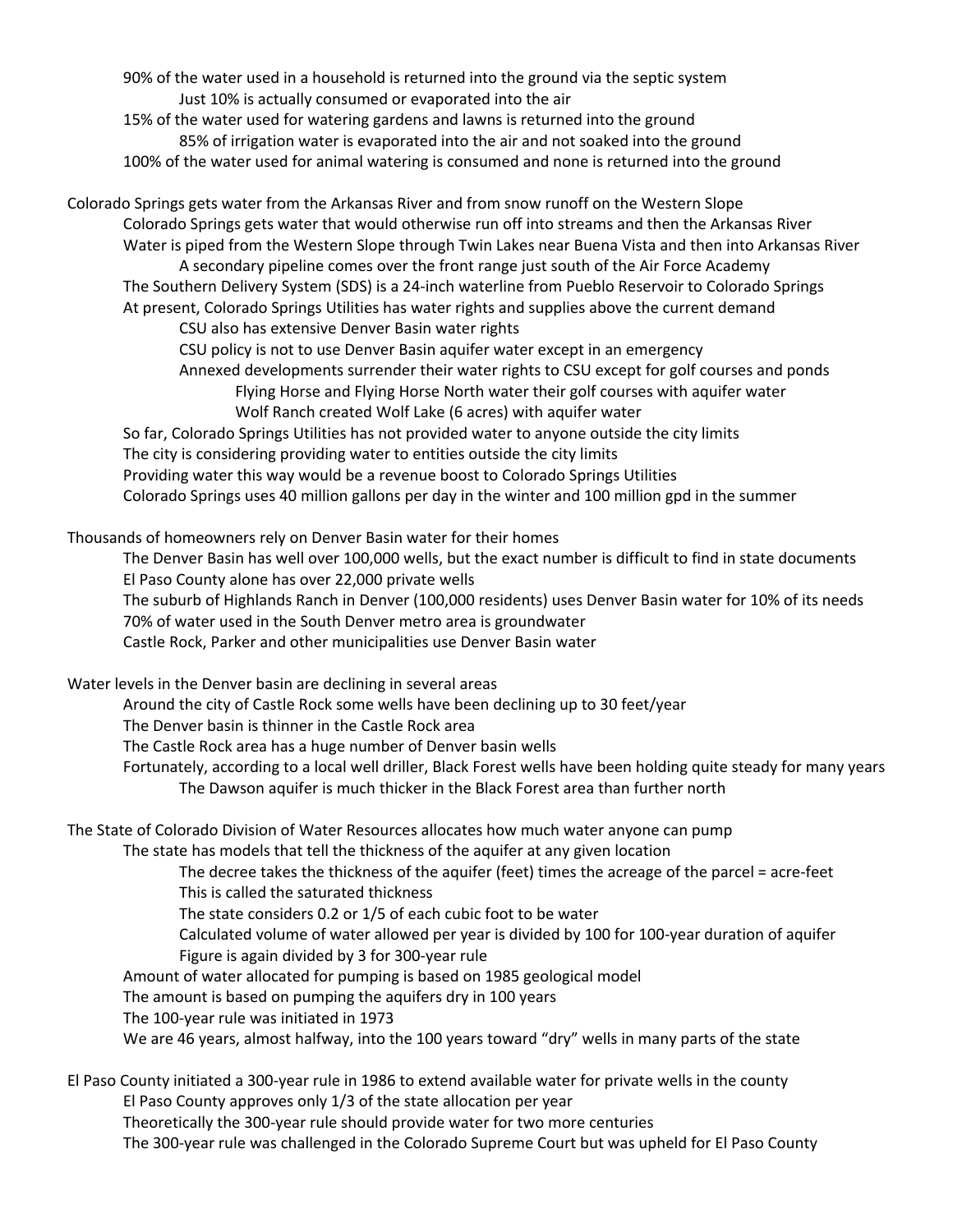- 90% of the water used in a household is returned into the ground via the septic system
  - Just 10% is actually consumed or evaporated into the air
- 15% of the water used for watering gardens and lawns is returned into the ground
  - 85% of irrigation water is evaporated into the air and not soaked into the ground
- 100% of the water used for animal watering is consumed and none is returned into the ground

Colorado Springs gets water from the Arkansas River and from snow runoff on the Western Slope

- Colorado Springs gets water that would otherwise run off into streams and then the Arkansas River
- Water is piped from the Western Slope through Twin Lakes near Buena Vista and then into Arkansas River
  - A secondary pipeline comes over the front range just south of the Air Force Academy
- The Southern Delivery System (SDS) is a 24-inch waterline from Pueblo Reservoir to Colorado Springs
- At present, Colorado Springs Utilities has water rights and supplies above the current demand
  - CSU also has extensive Denver Basin water rights
  - CSU policy is not to use Denver Basin aquifer water except in an emergency
  - Annexed developments surrender their water rights to CSU except for golf courses and ponds
    - Flying Horse and Flying Horse North water their golf courses with aquifer water
    - Wolf Ranch created Wolf Lake (6 acres) with aquifer water
- So far, Colorado Springs Utilities has not provided water to anyone outside the city limits
- The city is considering providing water to entities outside the city limits
- Providing water this way would be a revenue boost to Colorado Springs Utilities
- Colorado Springs uses 40 million gallons per day in the winter and 100 million gpd in the summer

Thousands of homeowners rely on Denver Basin water for their homes

- The Denver Basin has well over 100,000 wells, but the exact number is difficult to find in state documents
- El Paso County alone has over 22,000 private wells
- The suburb of Highlands Ranch in Denver (100,000 residents) uses Denver Basin water for 10% of its needs
- 70% of water used in the South Denver metro area is groundwater
- Castle Rock, Parker and other municipalities use Denver Basin water

Water levels in the Denver basin are declining in several areas

- Around the city of Castle Rock some wells have been declining up to 30 feet/year
- The Denver basin is thinner in the Castle Rock area
- The Castle Rock area has a huge number of Denver basin wells
- Fortunately, according to a local well driller, Black Forest wells have been holding quite steady for many years
  - The Dawson aquifer is much thicker in the Black Forest area than further north

The State of Colorado Division of Water Resources allocates how much water anyone can pump

- The state has models that tell the thickness of the aquifer at any given location
  - The decree takes the thickness of the aquifer (feet) times the acreage of the parcel = acre-feet
  - This is called the saturated thickness
  - The state considers 0.2 or 1/5 of each cubic foot to be water
  - Calculated volume of water allowed per year is divided by 100 for 100-year duration of aquifer
  - Figure is again divided by 3 for 300-year rule
- Amount of water allocated for pumping is based on 1985 geological model
- The amount is based on pumping the aquifers dry in 100 years
- The 100-year rule was initiated in 1973
- We are 46 years, almost halfway, into the 100 years toward "dry" wells in many parts of the state

El Paso County initiated a 300-year rule in 1986 to extend available water for private wells in the county

- El Paso County approves only 1/3 of the state allocation per year
- Theoretically the 300-year rule should provide water for two more centuries
- The 300-year rule was challenged in the Colorado Supreme Court but was upheld for El Paso County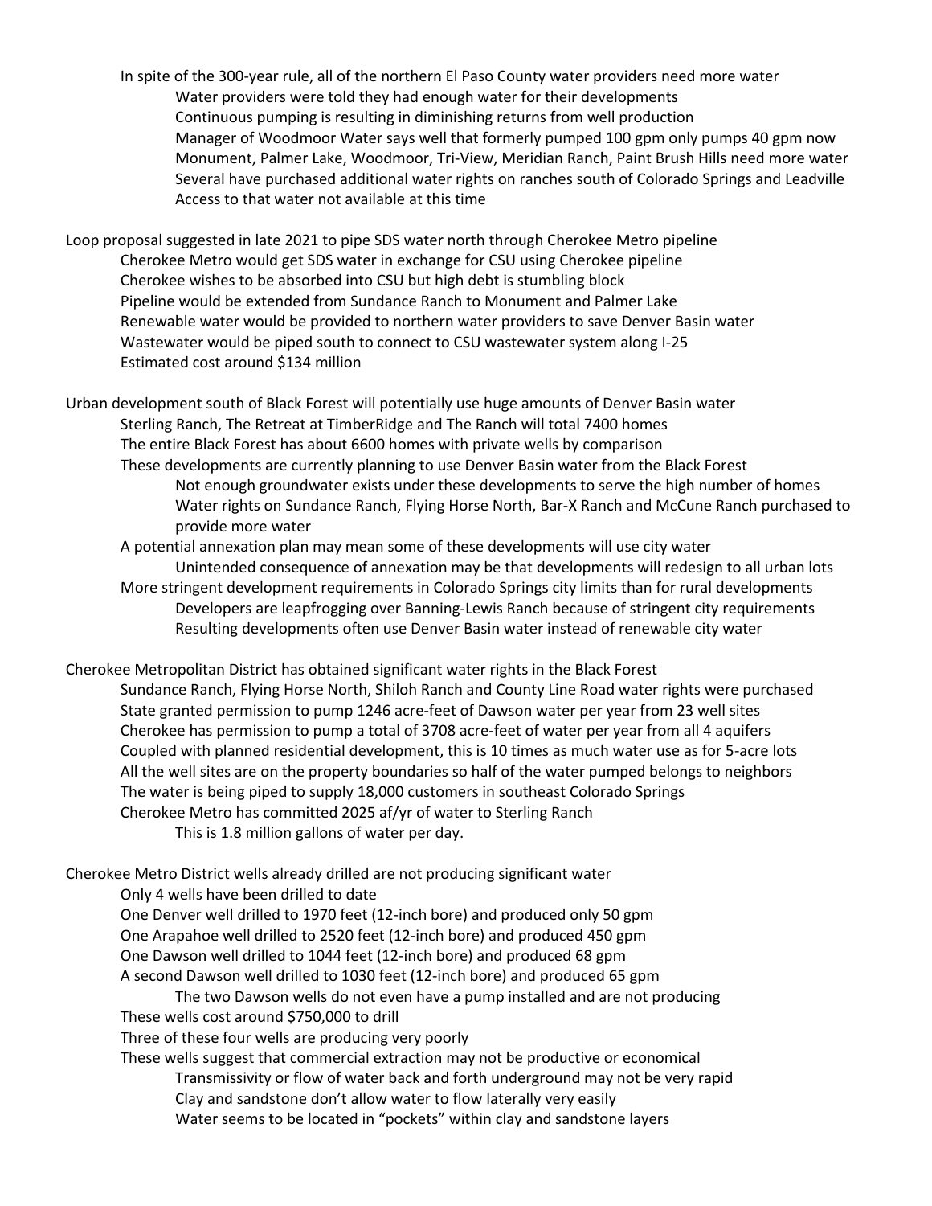- In spite of the 300-year rule, all of the northern El Paso County water providers need more water
  - Water providers were told they had enough water for their developments
  - Continuous pumping is resulting in diminishing returns from well production
  - Manager of Woodmoor Water says well that formerly pumped 100 gpm only pumps 40 gpm now
  - Monument, Palmer Lake, Woodmoor, Tri-View, Meridian Ranch, Paint Brush Hills need more water
  - Several have purchased additional water rights on ranches south of Colorado Springs and Leadville
  - Access to that water not available at this time

Loop proposal suggested in late 2021 to pipe SDS water north through Cherokee Metro pipeline

- Cherokee Metro would get SDS water in exchange for CSU using Cherokee pipeline
- Cherokee wishes to be absorbed into CSU but high debt is stumbling block
- Pipeline would be extended from Sundance Ranch to Monument and Palmer Lake
- Renewable water would be provided to northern water providers to save Denver Basin water
- Wastewater would be piped south to connect to CSU wastewater system along I-25
- Estimated cost around $134 million

Urban development south of Black Forest will potentially use huge amounts of Denver Basin water

- Sterling Ranch, The Retreat at TimberRidge and The Ranch will total 7400 homes
- The entire Black Forest has about 6600 homes with private wells by comparison
- These developments are currently planning to use Denver Basin water from the Black Forest
  - Not enough groundwater exists under these developments to serve the high number of homes
  - Water rights on Sundance Ranch, Flying Horse North, Bar-X Ranch and McCune Ranch purchased to provide more water
- A potential annexation plan may mean some of these developments will use city water
  - Unintended consequence of annexation may be that developments will redesign to all urban lots
- More stringent development requirements in Colorado Springs city limits than for rural developments
  - Developers are leapfrogging over Banning-Lewis Ranch because of stringent city requirements
  - Resulting developments often use Denver Basin water instead of renewable city water

Cherokee Metropolitan District has obtained significant water rights in the Black Forest

- Sundance Ranch, Flying Horse North, Shiloh Ranch and County Line Road water rights were purchased
- State granted permission to pump 1246 acre-feet of Dawson water per year from 23 well sites
- Cherokee has permission to pump a total of 3708 acre-feet of water per year from all 4 aquifers
- Coupled with planned residential development, this is 10 times as much water use as for 5-acre lots
- All the well sites are on the property boundaries so half of the water pumped belongs to neighbors
- The water is being piped to supply 18,000 customers in southeast Colorado Springs
- Cherokee Metro has committed 2025 af/yr of water to Sterling Ranch
  - This is 1.8 million gallons of water per day.

Cherokee Metro District wells already drilled are not producing significant water

- Only 4 wells have been drilled to date
- One Denver well drilled to 1970 feet (12-inch bore) and produced only 50 gpm
- One Arapahoe well drilled to 2520 feet (12-inch bore) and produced 450 gpm
- One Dawson well drilled to 1044 feet (12-inch bore) and produced 68 gpm
- A second Dawson well drilled to 1030 feet (12-inch bore) and produced 65 gpm
  - The two Dawson wells do not even have a pump installed and are not producing
- These wells cost around $750,000 to drill
- Three of these four wells are producing very poorly
- These wells suggest that commercial extraction may not be productive or economical
  - Transmissivity or flow of water back and forth underground may not be very rapid
  - Clay and sandstone don't allow water to flow laterally very easily
  - Water seems to be located in "pockets" within clay and sandstone layers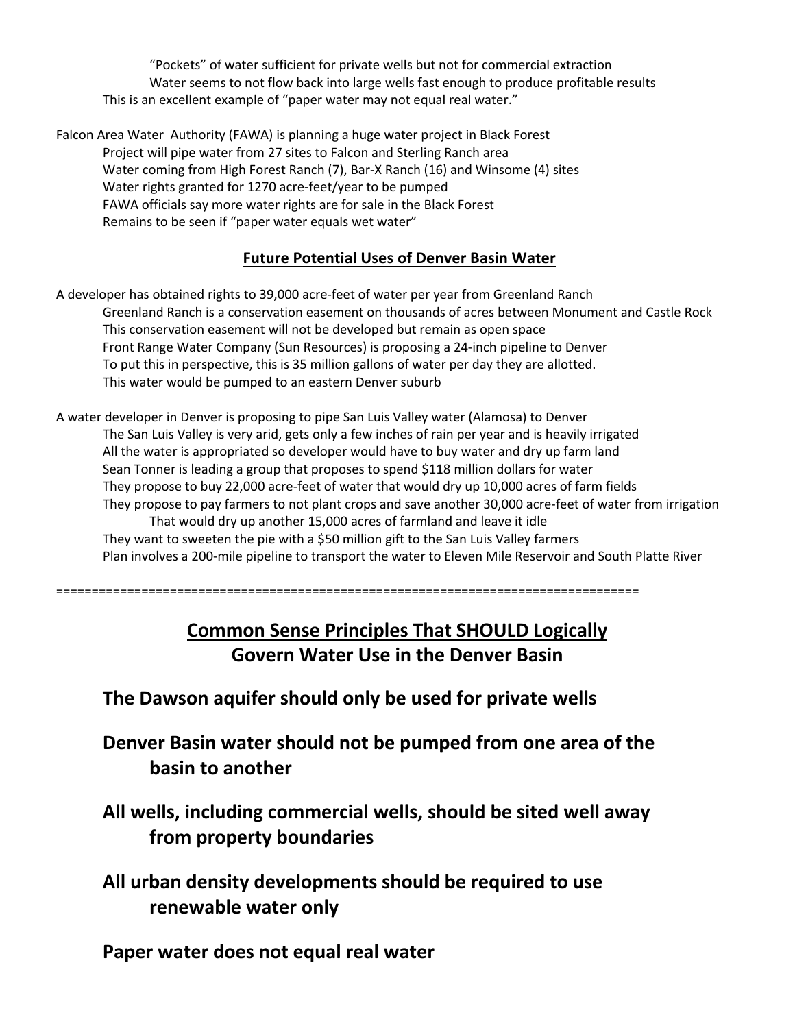"Pockets" of water sufficient for private wells but not for commercial extraction
        Water seems to not flow back into large wells fast enough to produce profitable results
    This is an excellent example of "paper water may not equal real water."

Falcon Area Water Authority (FAWA) is planning a huge water project in Black Forest
- Project will pipe water from 27 sites to Falcon and Sterling Ranch area
- Water coming from High Forest Ranch (7), Bar-X Ranch (16) and Winsome (4) sites
- Water rights granted for 1270 acre-feet/year to be pumped
- FAWA officials say more water rights are for sale in the Black Forest
- Remains to be seen if "paper water equals wet water"

## Future Potential Uses of Denver Basin Water

A developer has obtained rights to 39,000 acre-feet of water per year from Greenland Ranch
- Greenland Ranch is a conservation easement on thousands of acres between Monument and Castle Rock
- This conservation easement will not be developed but remain as open space
- Front Range Water Company (Sun Resources) is proposing a 24-inch pipeline to Denver
- To put this in perspective, this is 35 million gallons of water per day they are allotted.
- This water would be pumped to an eastern Denver suburb

A water developer in Denver is proposing to pipe San Luis Valley water (Alamosa) to Denver
- The San Luis Valley is very arid, gets only a few inches of rain per year and is heavily irrigated
- All the water is appropriated so developer would have to buy water and dry up farm land
- Sean Tonner is leading a group that proposes to spend $118 million dollars for water
- They propose to buy 22,000 acre-feet of water that would dry up 10,000 acres of farm fields
- They propose to pay farmers to not plant crops and save another 30,000 acre-feet of water from irrigation
    - That would dry up another 15,000 acres of farmland and leave it idle
- They want to sweeten the pie with a $50 million gift to the San Luis Valley farmers
- Plan involves a 200-mile pipeline to transport the water to Eleven Mile Reservoir and South Platte River

================================================================================

## Common Sense Principles That SHOULD Logically Govern Water Use in the Denver Basin

**The Dawson aquifer should only be used for private wells**

**Denver Basin water should not be pumped from one area of the basin to another**

**All wells, including commercial wells, should be sited well away from property boundaries**

**All urban density developments should be required to use renewable water only**

**Paper water does not equal real water**